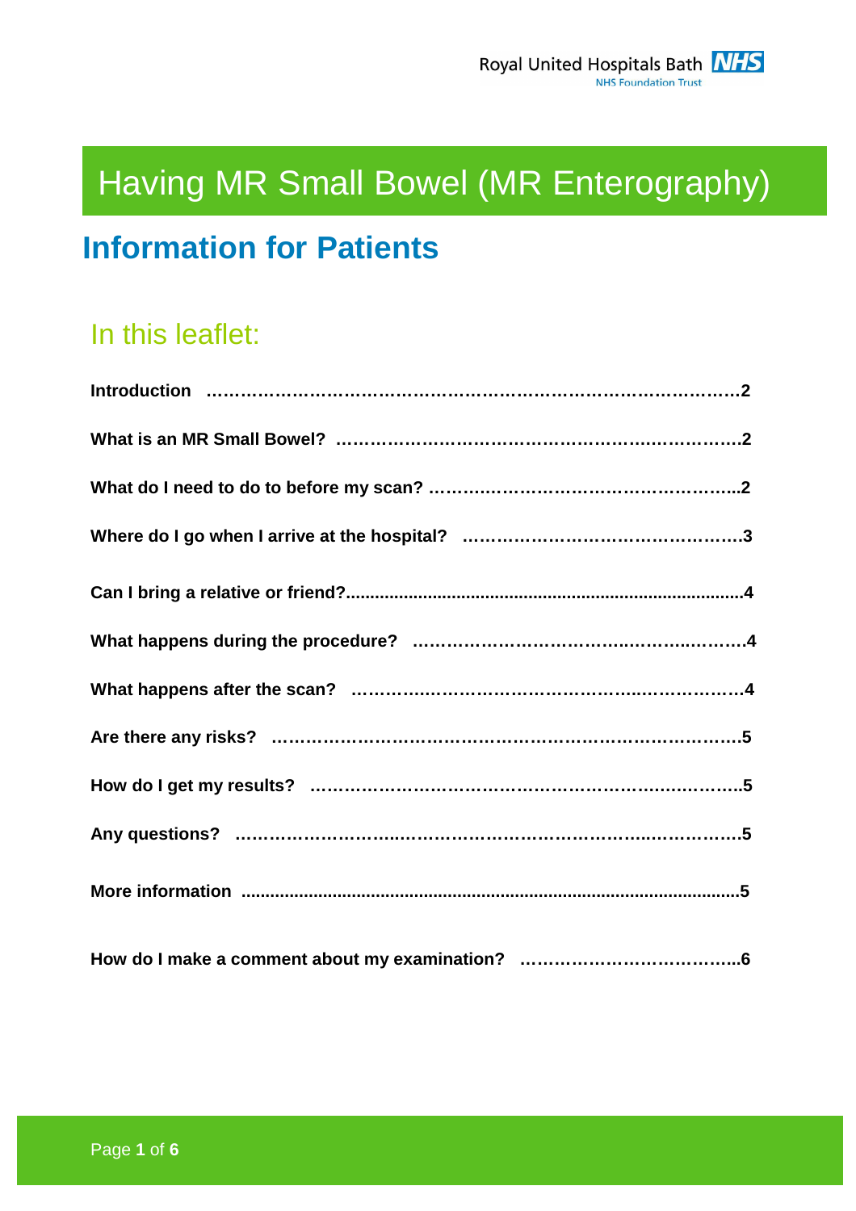Royal United Hospitals Bath NHS Foundation Trust

# Having MR Small Bowel (MR Enterography)

## Information for Patients

### In this leaflet:

**Introduction** ............................................................................2

**What is an MR Small Bowel?** ..........................................................2

**What do I need to do to before my scan?** ........................................2

**Where do I go when I arrive at the hospital?** ....................................3

**Can I bring a relative or friend?**........................................................4

**What happens during the procedure?** ...............................................4

**What happens after the scan?** ..........................................................4

**Are there any risks?** .......................................................................5

**How do I get my results?** ...............................................................5

**Any questions?** ............................................................................5

**More information** ..........................................................................5

**How do I make a comment about my examination?** ..............................6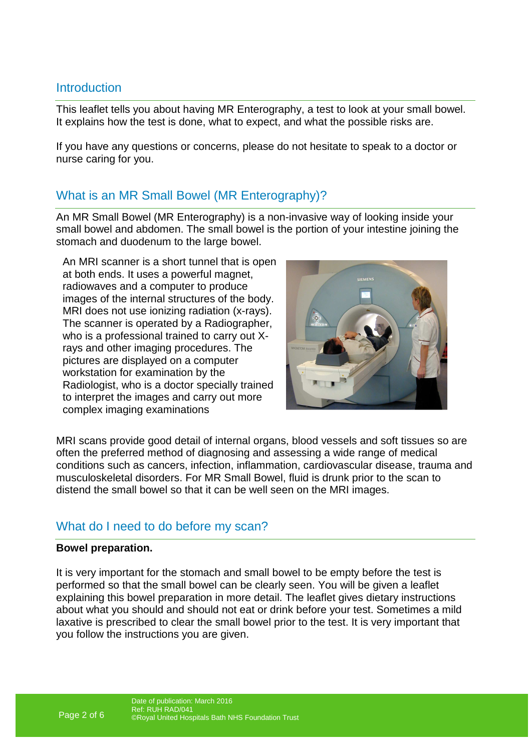## Introduction

This leaflet tells you about having MR Enterography, a test to look at your small bowel. It explains how the test is done, what to expect, and what the possible risks are.

If you have any questions or concerns, please do not hesitate to speak to a doctor or nurse caring for you.

## What is an MR Small Bowel (MR Enterography)?

An MR Small Bowel (MR Enterography) is a non-invasive way of looking inside your small bowel and abdomen. The small bowel is the portion of your intestine joining the stomach and duodenum to the large bowel.

An MRI scanner is a short tunnel that is open at both ends. It uses a powerful magnet, radiowaves and a computer to produce images of the internal structures of the body. MRI does not use ionizing radiation (x-rays). The scanner is operated by a Radiographer, who is a professional trained to carry out X-rays and other imaging procedures. The pictures are displayed on a computer workstation for examination by the Radiologist, who is a doctor specially trained to interpret the images and carry out more complex imaging examinations

MRI scans provide good detail of internal organs, blood vessels and soft tissues so are often the preferred method of diagnosing and assessing a wide range of medical conditions such as cancers, infection, inflammation, cardiovascular disease, trauma and musculoskeletal disorders. For MR Small Bowel, fluid is drunk prior to the scan to distend the small bowel so that it can be well seen on the MRI images.

## What do I need to do before my scan?

**Bowel preparation.**

It is very important for the stomach and small bowel to be empty before the test is performed so that the small bowel can be clearly seen. You will be given a leaflet explaining this bowel preparation in more detail. The leaflet gives dietary instructions about what you should and should not eat or drink before your test. Sometimes a mild laxative is prescribed to clear the small bowel prior to the test. It is very important that you follow the instructions you are given.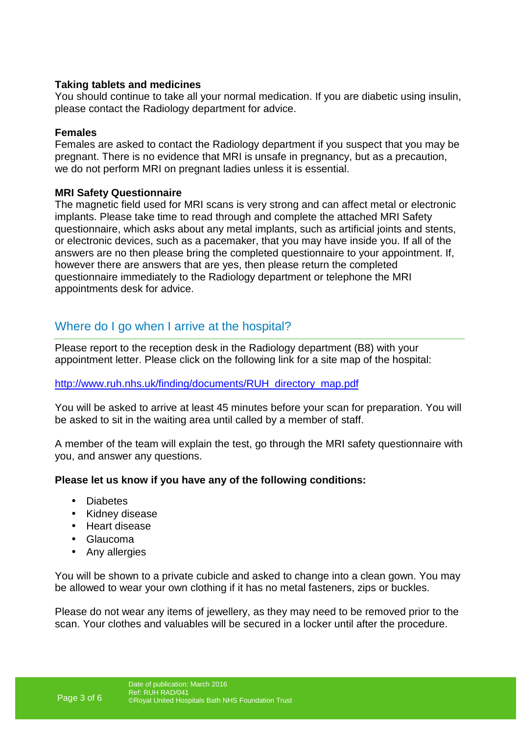**Taking tablets and medicines**

You should continue to take all your normal medication. If you are diabetic using insulin, please contact the Radiology department for advice.

**Females**

Females are asked to contact the Radiology department if you suspect that you may be pregnant. There is no evidence that MRI is unsafe in pregnancy, but as a precaution, we do not perform MRI on pregnant ladies unless it is essential.

**MRI Safety Questionnaire**

The magnetic field used for MRI scans is very strong and can affect metal or electronic implants. Please take time to read through and complete the attached MRI Safety questionnaire, which asks about any metal implants, such as artificial joints and stents, or electronic devices, such as a pacemaker, that you may have inside you. If all of the answers are no then please bring the completed questionnaire to your appointment. If, however there are answers that are yes, then please return the completed questionnaire immediately to the Radiology department or telephone the MRI appointments desk for advice.

## Where do I go when I arrive at the hospital?

Please report to the reception desk in the Radiology department (B8) with your appointment letter. Please click on the following link for a site map of the hospital:

http://www.ruh.nhs.uk/finding/documents/RUH_directory_map.pdf

You will be asked to arrive at least 45 minutes before your scan for preparation. You will be asked to sit in the waiting area until called by a member of staff.

A member of the team will explain the test, go through the MRI safety questionnaire with you, and answer any questions.

**Please let us know if you have any of the following conditions:**

- Diabetes
- Kidney disease
- Heart disease
- Glaucoma
- Any allergies

You will be shown to a private cubicle and asked to change into a clean gown. You may be allowed to wear your own clothing if it has no metal fasteners, zips or buckles.

Please do not wear any items of jewellery, as they may need to be removed prior to the scan. Your clothes and valuables will be secured in a locker until after the procedure.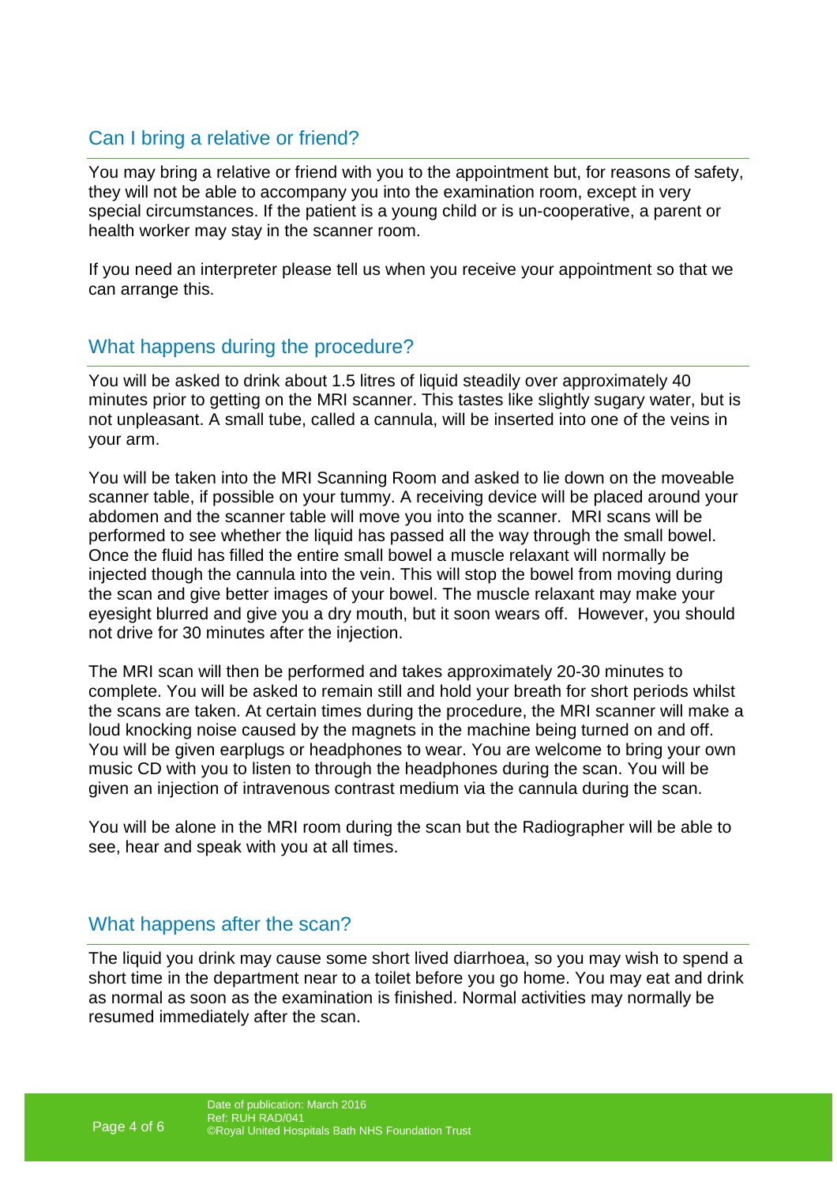## Can I bring a relative or friend?

You may bring a relative or friend with you to the appointment but, for reasons of safety, they will not be able to accompany you into the examination room, except in very special circumstances. If the patient is a young child or is un-cooperative, a parent or health worker may stay in the scanner room.

If you need an interpreter please tell us when you receive your appointment so that we can arrange this.

## What happens during the procedure?

You will be asked to drink about 1.5 litres of liquid steadily over approximately 40 minutes prior to getting on the MRI scanner. This tastes like slightly sugary water, but is not unpleasant. A small tube, called a cannula, will be inserted into one of the veins in your arm.

You will be taken into the MRI Scanning Room and asked to lie down on the moveable scanner table, if possible on your tummy. A receiving device will be placed around your abdomen and the scanner table will move you into the scanner. MRI scans will be performed to see whether the liquid has passed all the way through the small bowel. Once the fluid has filled the entire small bowel a muscle relaxant will normally be injected though the cannula into the vein. This will stop the bowel from moving during the scan and give better images of your bowel. The muscle relaxant may make your eyesight blurred and give you a dry mouth, but it soon wears off. However, you should not drive for 30 minutes after the injection.

The MRI scan will then be performed and takes approximately 20-30 minutes to complete. You will be asked to remain still and hold your breath for short periods whilst the scans are taken. At certain times during the procedure, the MRI scanner will make a loud knocking noise caused by the magnets in the machine being turned on and off. You will be given earplugs or headphones to wear. You are welcome to bring your own music CD with you to listen to through the headphones during the scan. You will be given an injection of intravenous contrast medium via the cannula during the scan.

You will be alone in the MRI room during the scan but the Radiographer will be able to see, hear and speak with you at all times.

## What happens after the scan?

The liquid you drink may cause some short lived diarrhoea, so you may wish to spend a short time in the department near to a toilet before you go home. You may eat and drink as normal as soon as the examination is finished. Normal activities may normally be resumed immediately after the scan.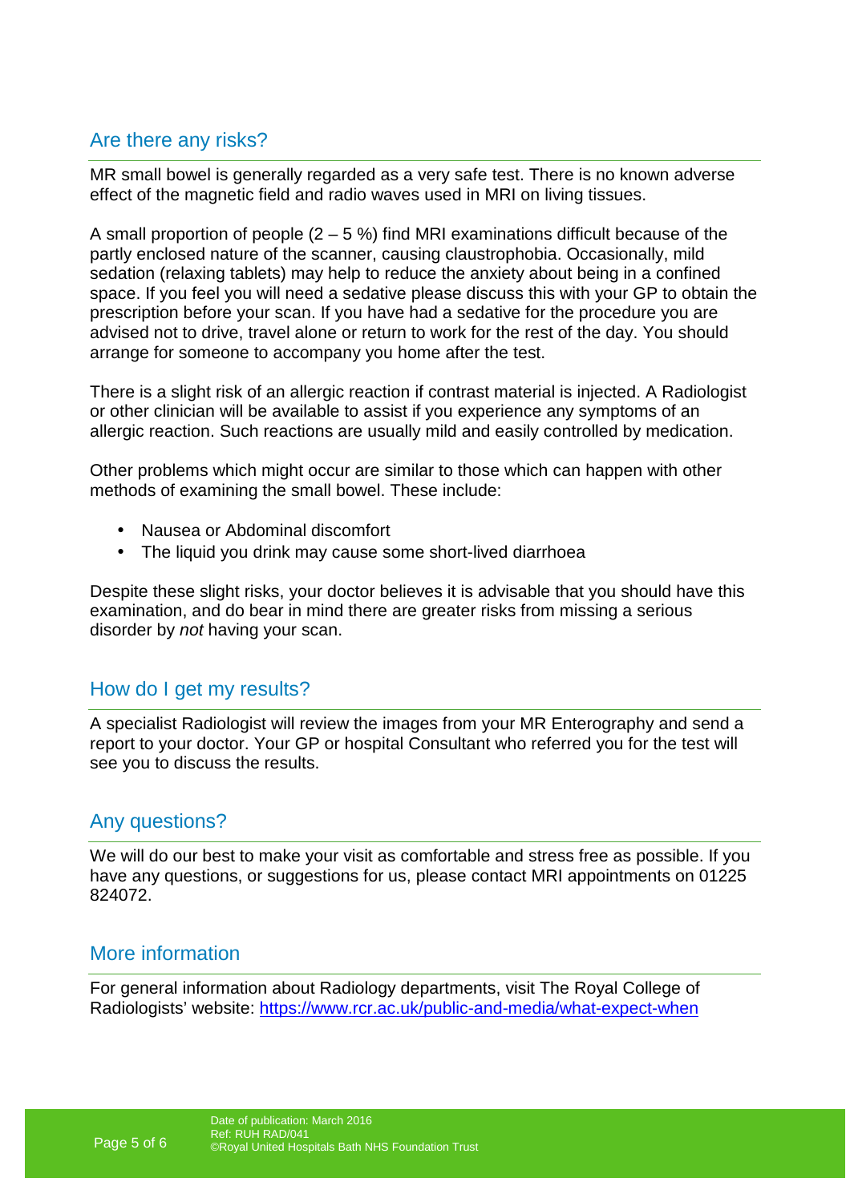## Are there any risks?

MR small bowel is generally regarded as a very safe test. There is no known adverse effect of the magnetic field and radio waves used in MRI on living tissues.

A small proportion of people (2 – 5 %) find MRI examinations difficult because of the partly enclosed nature of the scanner, causing claustrophobia. Occasionally, mild sedation (relaxing tablets) may help to reduce the anxiety about being in a confined space. If you feel you will need a sedative please discuss this with your GP to obtain the prescription before your scan. If you have had a sedative for the procedure you are advised not to drive, travel alone or return to work for the rest of the day. You should arrange for someone to accompany you home after the test.

There is a slight risk of an allergic reaction if contrast material is injected. A Radiologist or other clinician will be available to assist if you experience any symptoms of an allergic reaction. Such reactions are usually mild and easily controlled by medication.

Other problems which might occur are similar to those which can happen with other methods of examining the small bowel. These include:

- Nausea or Abdominal discomfort
- The liquid you drink may cause some short-lived diarrhoea

Despite these slight risks, your doctor believes it is advisable that you should have this examination, and do bear in mind there are greater risks from missing a serious disorder by *not* having your scan.

## How do I get my results?

A specialist Radiologist will review the images from your MR Enterography and send a report to your doctor. Your GP or hospital Consultant who referred you for the test will see you to discuss the results.

## Any questions?

We will do our best to make your visit as comfortable and stress free as possible. If you have any questions, or suggestions for us, please contact MRI appointments on 01225 824072.

## More information

For general information about Radiology departments, visit The Royal College of Radiologists' website: [https://www.rcr.ac.uk/public-and-media/what-expect-when](https://www.rcr.ac.uk/public-and-media/what-expect-when)

Date of publication: March 2016
Ref: RUH RAD/041
©Royal United Hospitals Bath NHS Foundation Trust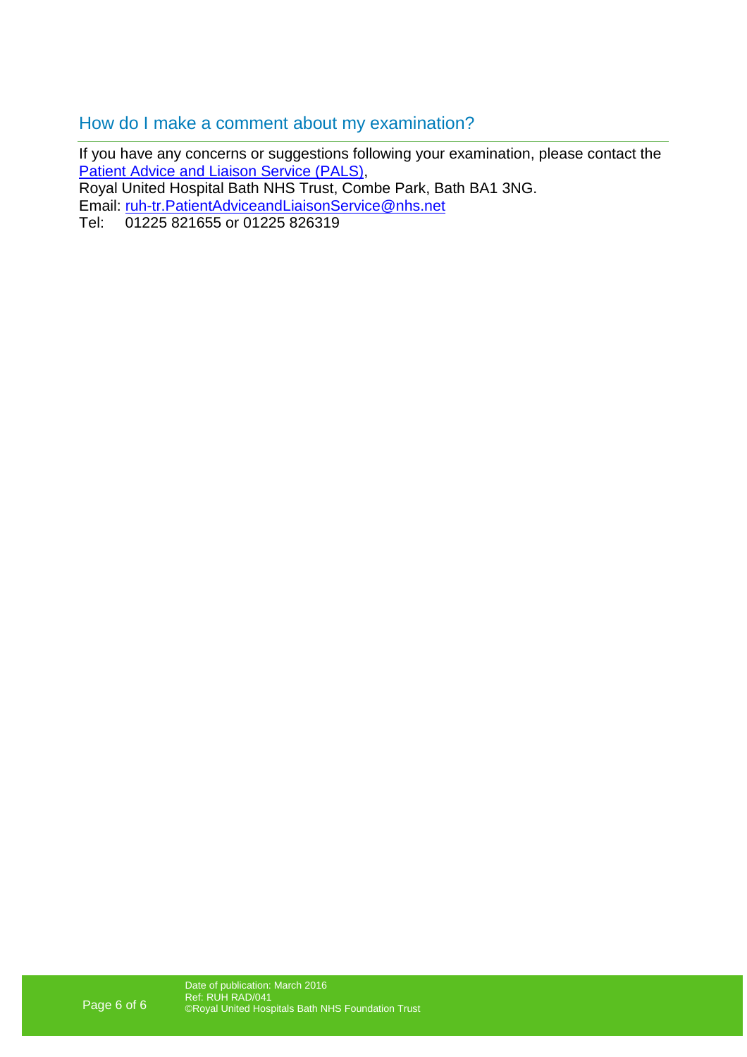## How do I make a comment about my examination?

If you have any concerns or suggestions following your examination, please contact the Patient Advice and Liaison Service (PALS),
Royal United Hospital Bath NHS Trust, Combe Park, Bath BA1 3NG.
Email: ruh-tr.PatientAdviceandLiaisonService@nhs.net
Tel: 01225 821655 or 01225 826319

Date of publication: March 2016
Ref: RUH RAD/041
©Royal United Hospitals Bath NHS Foundation Trust